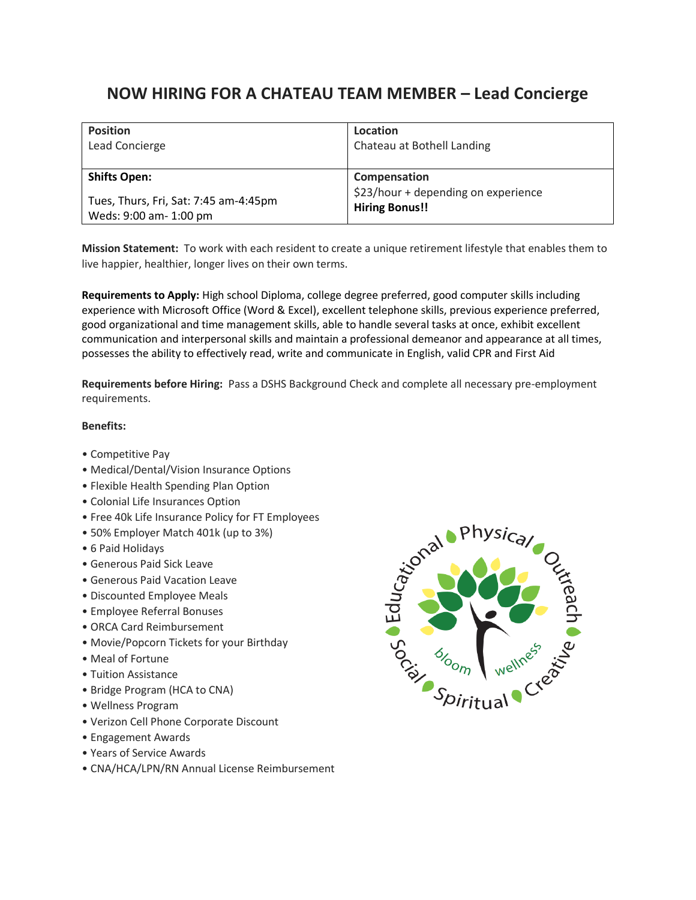# NOW HIRING FOR A CHATEAU TEAM MEMBER – Lead Concierge

| **Position**<br>Lead Concierge | **Location**<br>Chateau at Bothell Landing |
|---|---|
| **Shifts Open:**<br>Tues, Thurs, Fri, Sat: 7:45 am-4:45pm<br>Weds: 9:00 am- 1:00 pm | **Compensation**<br>$23/hour + depending on experience<br>**Hiring Bonus!!** |

**Mission Statement:** To work with each resident to create a unique retirement lifestyle that enables them to live happier, healthier, longer lives on their own terms.

**Requirements to Apply:** High school Diploma, college degree preferred, good computer skills including experience with Microsoft Office (Word & Excel), excellent telephone skills, previous experience preferred, good organizational and time management skills, able to handle several tasks at once, exhibit excellent communication and interpersonal skills and maintain a professional demeanor and appearance at all times, possesses the ability to effectively read, write and communicate in English, valid CPR and First Aid

**Requirements before Hiring:** Pass a DSHS Background Check and complete all necessary pre-employment requirements.

**Benefits:**

- Competitive Pay
- Medical/Dental/Vision Insurance Options
- Flexible Health Spending Plan Option
- Colonial Life Insurances Option
- Free 40k Life Insurance Policy for FT Employees
- 50% Employer Match 401k (up to 3%)
- 6 Paid Holidays
- Generous Paid Sick Leave
- Generous Paid Vacation Leave
- Discounted Employee Meals
- Employee Referral Bonuses
- ORCA Card Reimbursement
- Movie/Popcorn Tickets for your Birthday
- Meal of Fortune
- Tuition Assistance
- Bridge Program (HCA to CNA)
- Wellness Program
- Verizon Cell Phone Corporate Discount
- Engagement Awards
- Years of Service Awards
- CNA/HCA/LPN/RN Annual License Reimbursement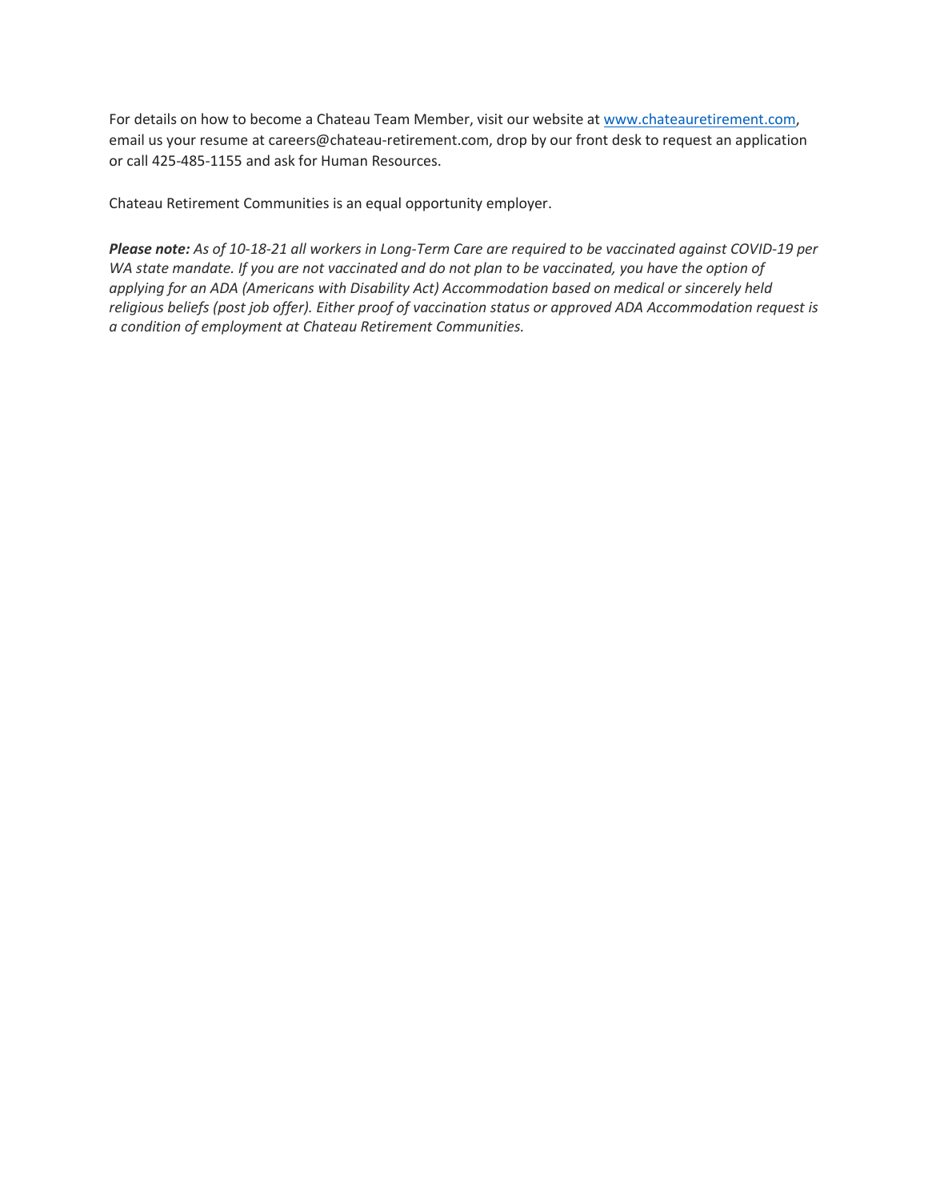For details on how to become a Chateau Team Member, visit our website at [www.chateauretirement.com](http://www.chateauretirement.com), email us your resume at careers@chateau-retirement.com, drop by our front desk to request an application or call 425-485-1155 and ask for Human Resources.

Chateau Retirement Communities is an equal opportunity employer.

***Please note:*** *As of 10-18-21 all workers in Long-Term Care are required to be vaccinated against COVID-19 per WA state mandate. If you are not vaccinated and do not plan to be vaccinated, you have the option of applying for an ADA (Americans with Disability Act) Accommodation based on medical or sincerely held religious beliefs (post job offer). Either proof of vaccination status or approved ADA Accommodation request is a condition of employment at Chateau Retirement Communities.*